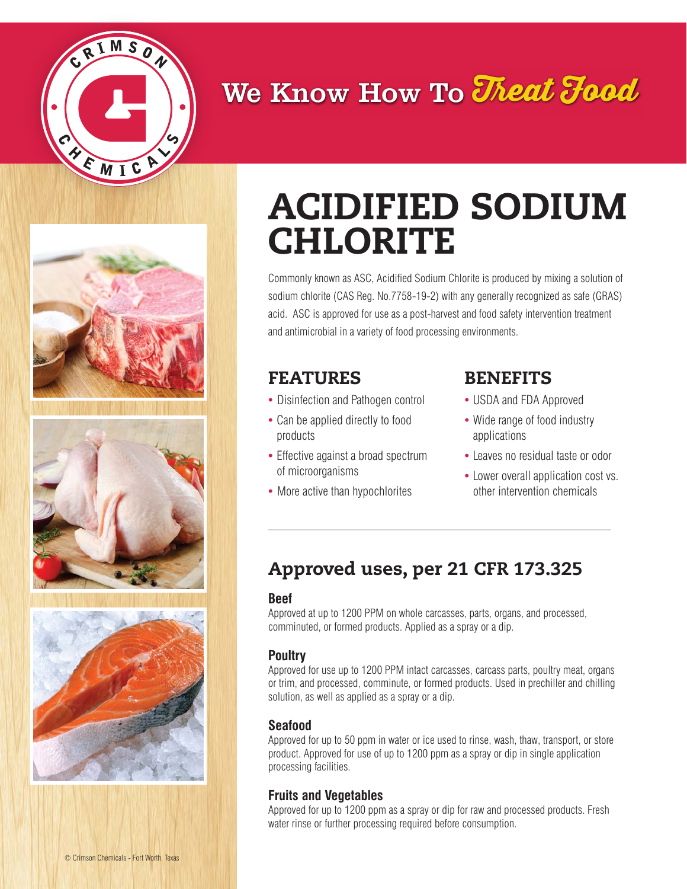We Know How To Treat Food

# ACIDIFIED SODIUM CHLORITE

Commonly known as ASC, Acidified Sodium Chlorite is produced by mixing a solution of sodium chlorite (CAS Reg. No.7758-19-2) with any generally recognized as safe (GRAS) acid. ASC is approved for use as a post-harvest and food safety intervention treatment and antimicrobial in a variety of food processing environments.

## FEATURES

- Disinfection and Pathogen control
- Can be applied directly to food products
- Effective against a broad spectrum of microorganisms
- More active than hypochlorites

## BENEFITS

- USDA and FDA Approved
- Wide range of food industry applications
- Leaves no residual taste or odor
- Lower overall application cost vs. other intervention chemicals

## Approved uses, per 21 CFR 173.325

### Beef

Approved at up to 1200 PPM on whole carcasses, parts, organs, and processed, comminuted, or formed products. Applied as a spray or a dip.

### Poultry

Approved for use up to 1200 PPM intact carcasses, carcass parts, poultry meat, organs or trim, and processed, comminute, or formed products. Used in prechiller and chilling solution, as well as applied as a spray or a dip.

### Seafood

Approved for up to 50 ppm in water or ice used to rinse, wash, thaw, transport, or store product. Approved for use of up to 1200 ppm as a spray or dip in single application processing facilities.

### Fruits and Vegetables

Approved for up to 1200 ppm as a spray or dip for raw and processed products. Fresh water rinse or further processing required before consumption.

© Crimson Chemicals - Fort Worth, Texas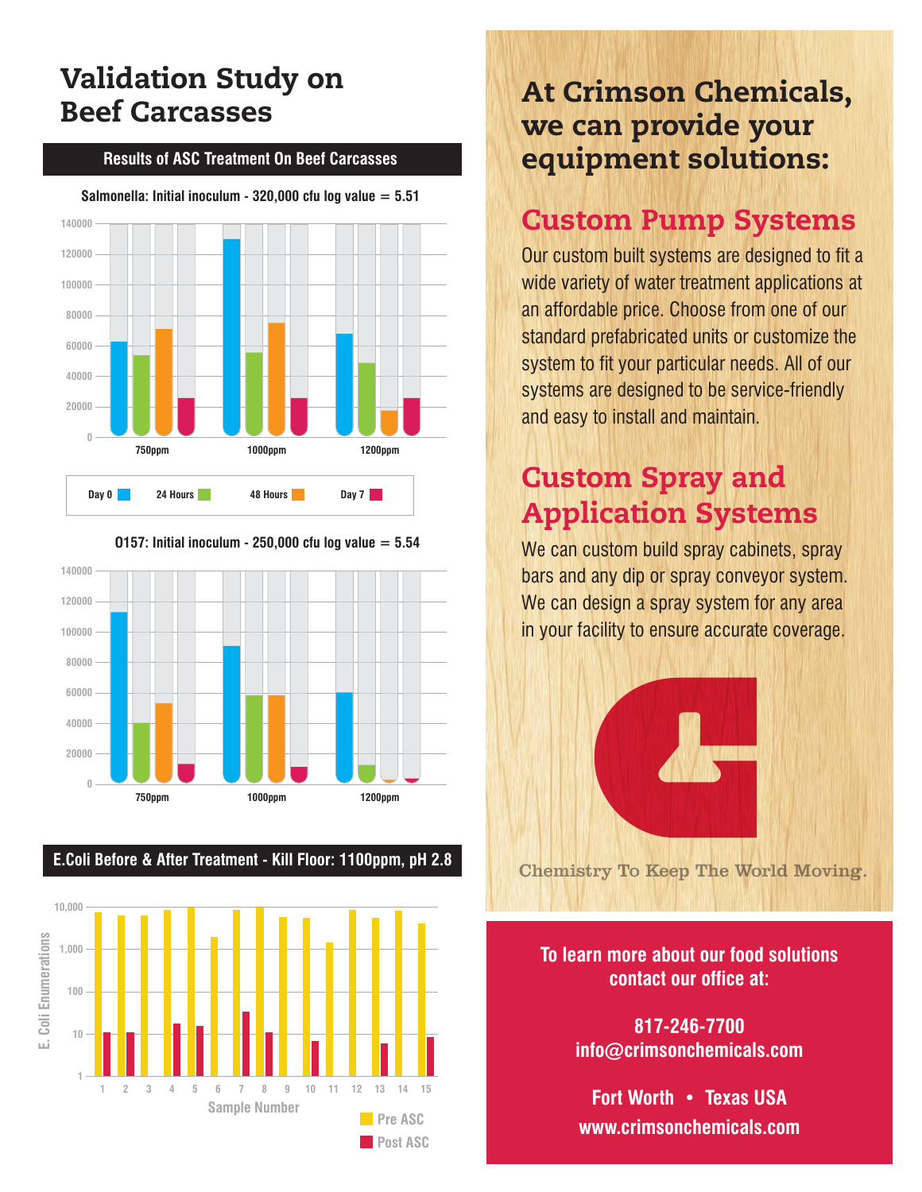# Validation Study on Beef Carcasses

## Results of ASC Treatment On Beef Carcasses

Salmonella: Initial inoculum - 320,000 cfu log value = 5.51

140000
120000
100000
80000
60000
40000
20000
0

750ppm
1000ppm
1200ppm

Day 0
24 Hours
48 Hours
Day 7

O157: Initial inoculum - 250,000 cfu log value = 5.54

140000
120000
100000
80000
60000
40000
20000
0

750ppm
1000ppm
1200ppm

## E.Coli Before & After Treatment - Kill Floor: 1100ppm, pH 2.8

E. Coli Enumerations

10,000
1,000
100
10
1

1 2 3 4 5 6 7 8 9 10 11 12 13 14 15

Sample Number

Pre ASC
Post ASC

# At Crimson Chemicals, we can provide your equipment solutions:

## Custom Pump Systems

Our custom built systems are designed to fit a wide variety of water treatment applications at an affordable price. Choose from one of our standard prefabricated units or customize the system to fit your particular needs. All of our systems are designed to be service-friendly and easy to install and maintain.

## Custom Spray and Application Systems

We can custom build spray cabinets, spray bars and any dip or spray conveyor system. We can design a spray system for any area in your facility to ensure accurate coverage.

Chemistry To Keep The World Moving.

**To learn more about our food solutions contact our office at:**

**817-246-7700**
**info@crimsonchemicals.com**

**Fort Worth • Texas USA**
**www.crimsonchemicals.com**